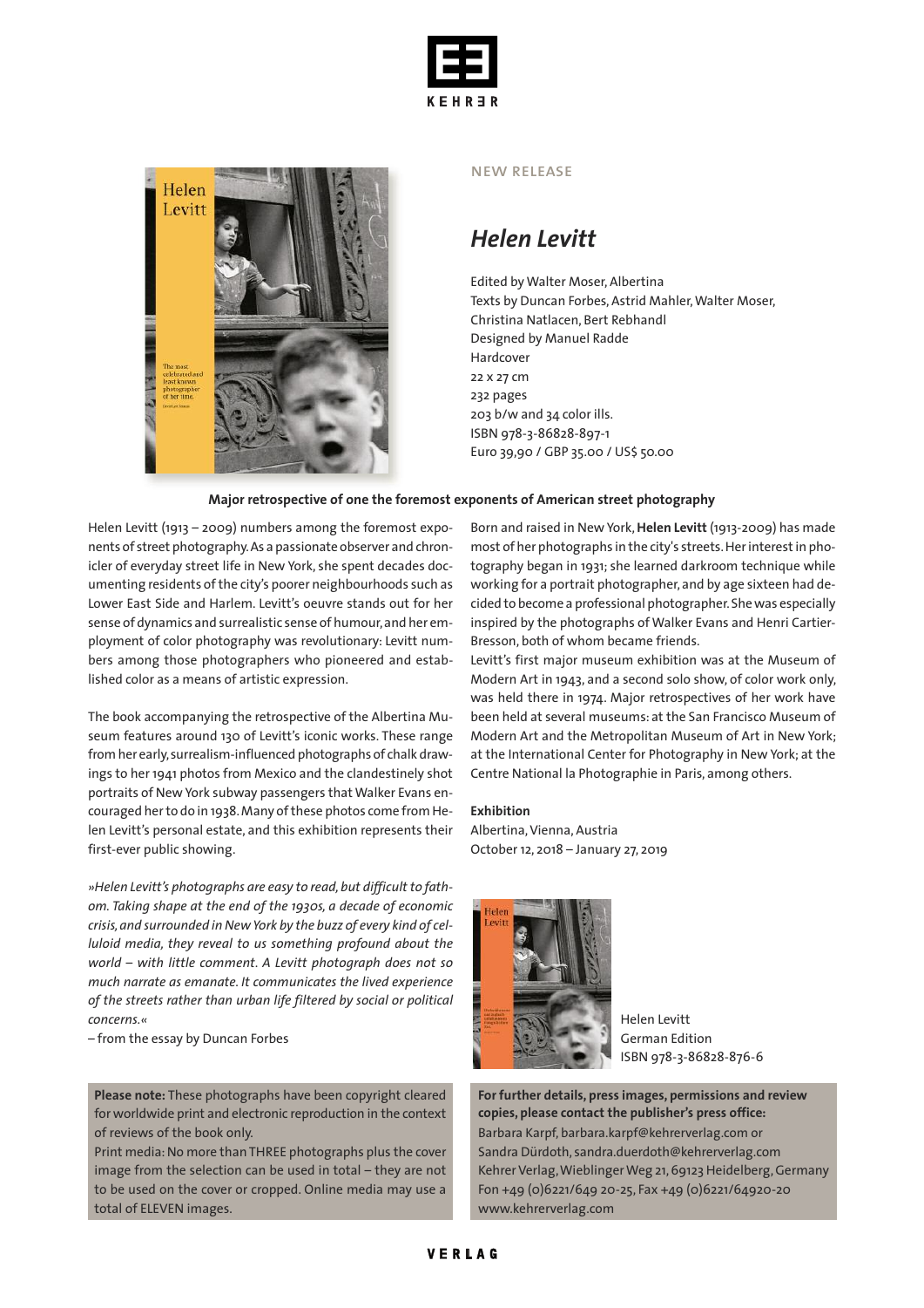NEW RELEASE

# *Helen Levitt*

Edited by Walter Moser, Albertina
Texts by Duncan Forbes, Astrid Mahler, Walter Moser, Christina Natlacen, Bert Rebhandl
Designed by Manuel Radde
Hardcover
22 x 27 cm
232 pages
203 b/w and 34 color ills.
ISBN 978-3-86828-897-1
Euro 39,90 / GBP 35.00 / US$ 50.00

**Major retrospective of one the foremost exponents of American street photography**

Helen Levitt (1913 – 2009) numbers among the foremost exponents of street photography. As a passionate observer and chronicler of everyday street life in New York, she spent decades documenting residents of the city's poorer neighbourhoods such as Lower East Side and Harlem. Levitt's oeuvre stands out for her sense of dynamics and surrealistic sense of humour, and her employment of color photography was revolutionary: Levitt numbers among those photographers who pioneered and established color as a means of artistic expression.

The book accompanying the retrospective of the Albertina Museum features around 130 of Levitt's iconic works. These range from her early, surrealism-influenced photographs of chalk drawings to her 1941 photos from Mexico and the clandestinely shot portraits of New York subway passengers that Walker Evans encouraged her to do in 1938. Many of these photos come from Helen Levitt's personal estate, and this exhibition represents their first-ever public showing.

*»Helen Levitt's photographs are easy to read, but difficult to fathom. Taking shape at the end of the 1930s, a decade of economic crisis, and surrounded in New York by the buzz of every kind of celluloid media, they reveal to us something profound about the world – with little comment. A Levitt photograph does not so much narrate as emanate. It communicates the lived experience of the streets rather than urban life filtered by social or political concerns.«*

– from the essay by Duncan Forbes

Born and raised in New York, **Helen Levitt** (1913-2009) has made most of her photographs in the city's streets. Her interest in photography began in 1931; she learned darkroom technique while working for a portrait photographer, and by age sixteen had decided to become a professional photographer. She was especially inspired by the photographs of Walker Evans and Henri Cartier-Bresson, both of whom became friends.

Levitt's first major museum exhibition was at the Museum of Modern Art in 1943, and a second solo show, of color work only, was held there in 1974. Major retrospectives of her work have been held at several museums: at the San Francisco Museum of Modern Art and the Metropolitan Museum of Art in New York; at the International Center for Photography in New York; at the Centre National la Photographie in Paris, among others.

**Exhibition**
Albertina, Vienna, Austria
October 12, 2018 – January 27, 2019

Helen Levitt
German Edition
ISBN 978-3-86828-876-6

**Please note:** These photographs have been copyright cleared for worldwide print and electronic reproduction in the context of reviews of the book only.
Print media: No more than THREE photographs plus the cover image from the selection can be used in total – they are not to be used on the cover or cropped. Online media may use a total of ELEVEN images.

**For further details, press images, permissions and review copies, please contact the publisher's press office:**
Barbara Karpf, barbara.karpf@kehrerverlag.com or
Sandra Dürdoth, sandra.duerdoth@kehrerverlag.com
Kehrer Verlag, Wieblinger Weg 21, 69123 Heidelberg, Germany
Fon +49 (0)6221/649 20-25, Fax +49 (0)6221/64920-20
www.kehrerverlag.com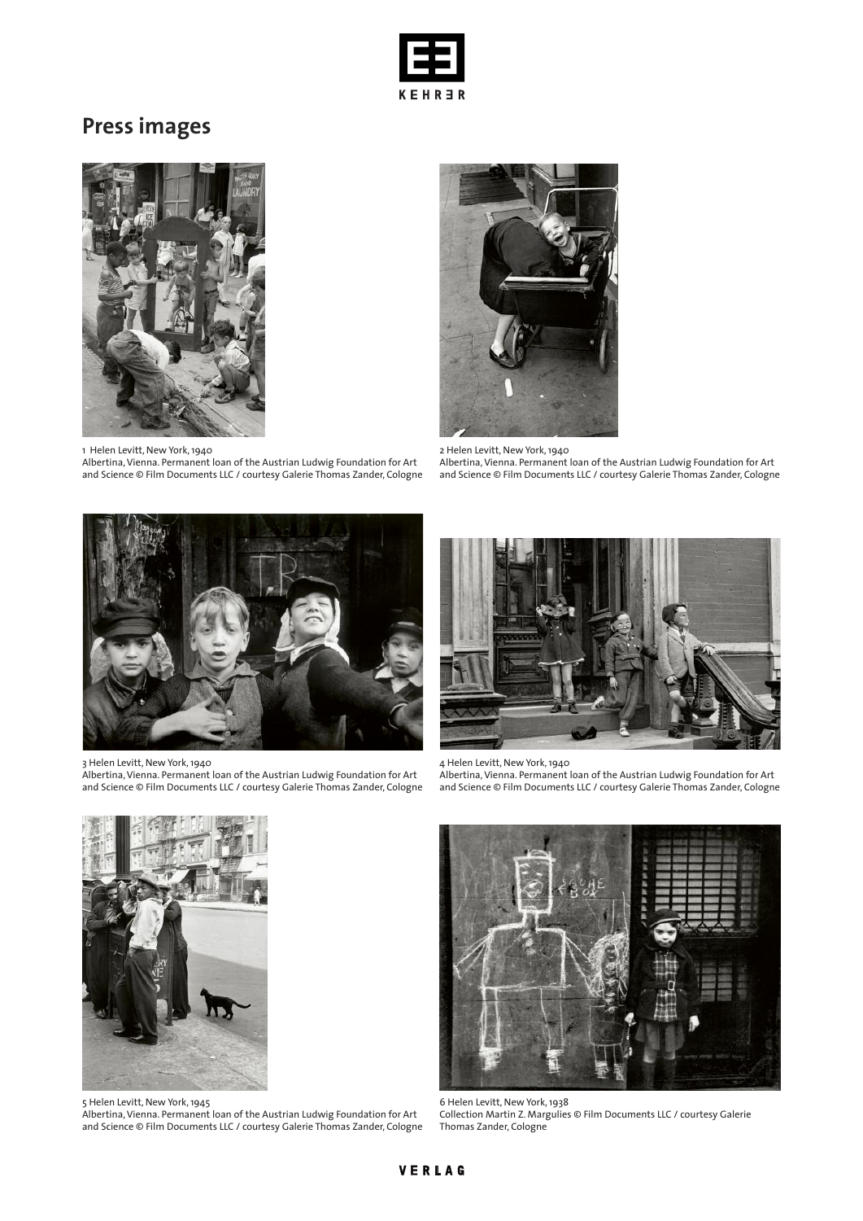# Press images

1 Helen Levitt, New York, 1940
Albertina, Vienna. Permanent loan of the Austrian Ludwig Foundation for Art and Science © Film Documents LLC / courtesy Galerie Thomas Zander, Cologne

2 Helen Levitt, New York, 1940
Albertina, Vienna. Permanent loan of the Austrian Ludwig Foundation for Art and Science © Film Documents LLC / courtesy Galerie Thomas Zander, Cologne

3 Helen Levitt, New York, 1940
Albertina, Vienna. Permanent loan of the Austrian Ludwig Foundation for Art and Science © Film Documents LLC / courtesy Galerie Thomas Zander, Cologne

4 Helen Levitt, New York, 1940
Albertina, Vienna. Permanent loan of the Austrian Ludwig Foundation for Art and Science © Film Documents LLC / courtesy Galerie Thomas Zander, Cologne

5 Helen Levitt, New York, 1945
Albertina, Vienna. Permanent loan of the Austrian Ludwig Foundation for Art and Science © Film Documents LLC / courtesy Galerie Thomas Zander, Cologne

6 Helen Levitt, New York, 1938
Collection Martin Z. Margulies © Film Documents LLC / courtesy Galerie Thomas Zander, Cologne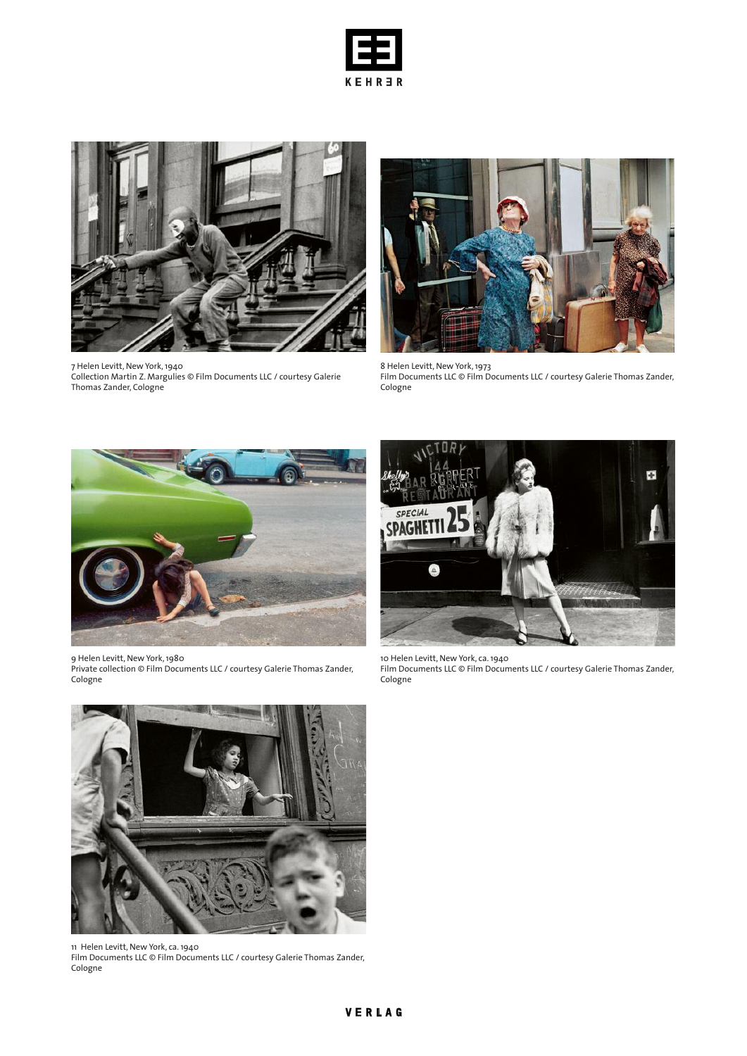7 Helen Levitt, New York, 1940
Collection Martin Z. Margulies © Film Documents LLC / courtesy Galerie Thomas Zander, Cologne

8 Helen Levitt, New York, 1973
Film Documents LLC © Film Documents LLC / courtesy Galerie Thomas Zander, Cologne

9 Helen Levitt, New York, 1980
Private collection © Film Documents LLC / courtesy Galerie Thomas Zander, Cologne

10 Helen Levitt, New York, ca. 1940
Film Documents LLC © Film Documents LLC / courtesy Galerie Thomas Zander, Cologne

11 Helen Levitt, New York, ca. 1940
Film Documents LLC © Film Documents LLC / courtesy Galerie Thomas Zander, Cologne